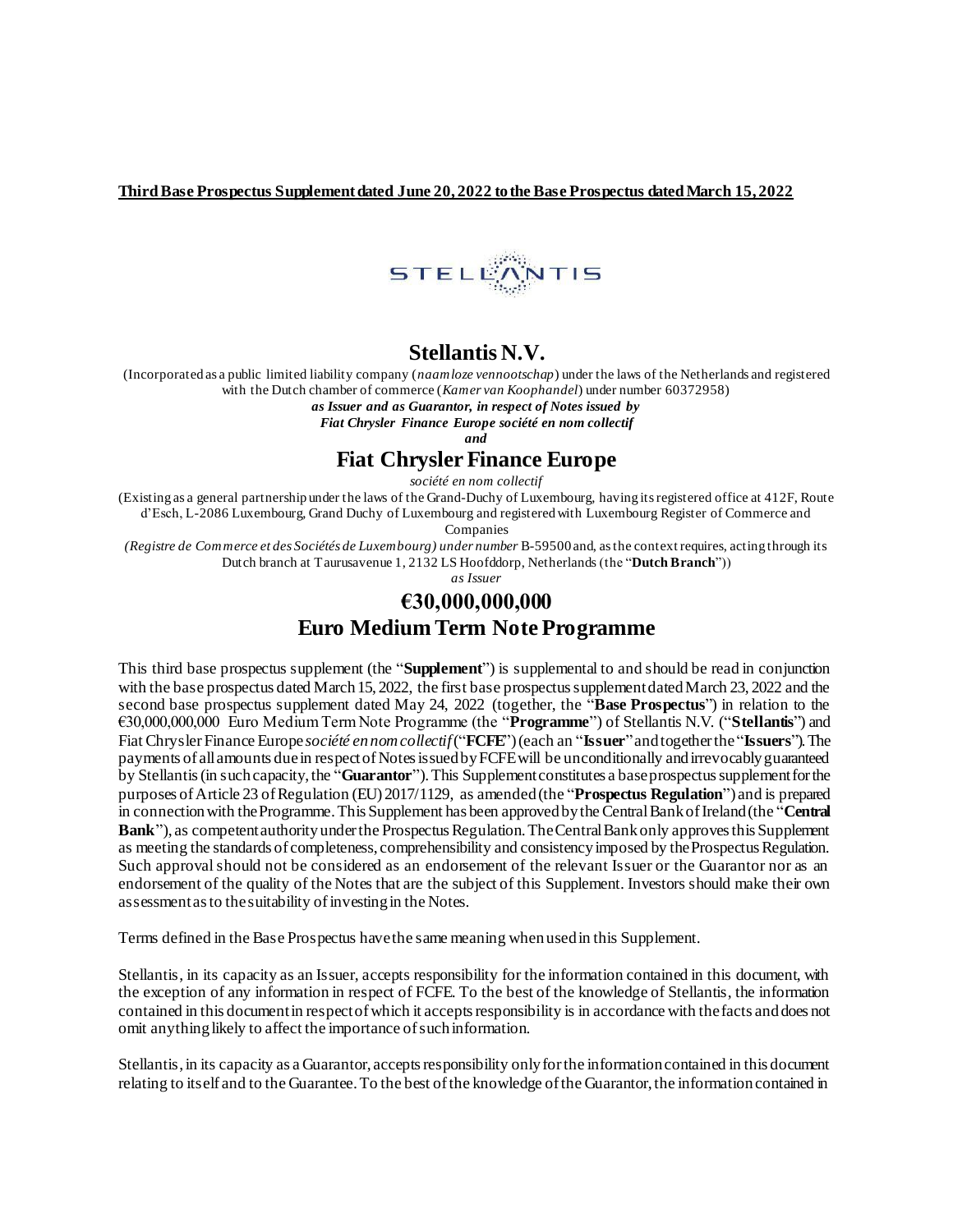**Third Base Prospectus Supplement dated June 20, 2022 to the Base Prospectus dated March 15, 2022**

# Stellantis N.V.

(Incorporated as a public limited liability company (*naamloze vennootschap*) under the laws of the Netherlands and registered with the Dutch chamber of commerce (*Kamer van Koophandel*) under number 60372958)

***as Issuer and as Guarantor, in respect of Notes issued by***
***Fiat Chrysler Finance Europe société en nom collectif***
***and***

# Fiat Chrysler Finance Europe

*société en nom collectif*

(Existing as a general partnership under the laws of the Grand-Duchy of Luxembourg, having its registered office at 412F, Route d'Esch, L-2086 Luxembourg, Grand Duchy of Luxembourg and registered with Luxembourg Register of Commerce and Companies *(Registre de Commerce et des Sociétés de Luxembourg) under number* B-59500 and, as the context requires, acting through its Dutch branch at Taurusavenue 1, 2132 LS Hoofddorp, Netherlands (the "**Dutch Branch**"))

*as Issuer*

# €30,000,000,000
# Euro Medium Term Note Programme

This third base prospectus supplement (the "**Supplement**") is supplemental to and should be read in conjunction with the base prospectus dated March 15, 2022, the first base prospectus supplement dated March 23, 2022 and the second base prospectus supplement dated May 24, 2022 (together, the "**Base Prospectus**") in relation to the €30,000,000,000 Euro Medium Term Note Programme (the "**Programme**") of Stellantis N.V. ("**Stellantis**") and Fiat Chrysler Finance Europe *société en nom collectif* ("**FCFE**") (each an "**Issuer**" and together the "**Issuers**"). The payments of all amounts due in respect of Notes issued by FCFE will be unconditionally and irrevocably guaranteed by Stellantis (in such capacity, the "**Guarantor**"). This Supplement constitutes a base prospectus supplement for the purposes of Article 23 of Regulation (EU) 2017/1129, as amended (the "**Prospectus Regulation**") and is prepared in connection with the Programme. This Supplement has been approved by the Central Bank of Ireland (the "**Central Bank**"), as competent authority under the Prospectus Regulation. The Central Bank only approves this Supplement as meeting the standards of completeness, comprehensibility and consistency imposed by the Prospectus Regulation. Such approval should not be considered as an endorsement of the relevant Issuer or the Guarantor nor as an endorsement of the quality of the Notes that are the subject of this Supplement. Investors should make their own assessment as to the suitability of investing in the Notes.

Terms defined in the Base Prospectus have the same meaning when used in this Supplement.

Stellantis, in its capacity as an Issuer, accepts responsibility for the information contained in this document, with the exception of any information in respect of FCFE. To the best of the knowledge of Stellantis, the information contained in this document in respect of which it accepts responsibility is in accordance with the facts and does not omit anything likely to affect the importance of such information.

Stellantis, in its capacity as a Guarantor, accepts responsibility only for the information contained in this document relating to itself and to the Guarantee. To the best of the knowledge of the Guarantor, the information contained in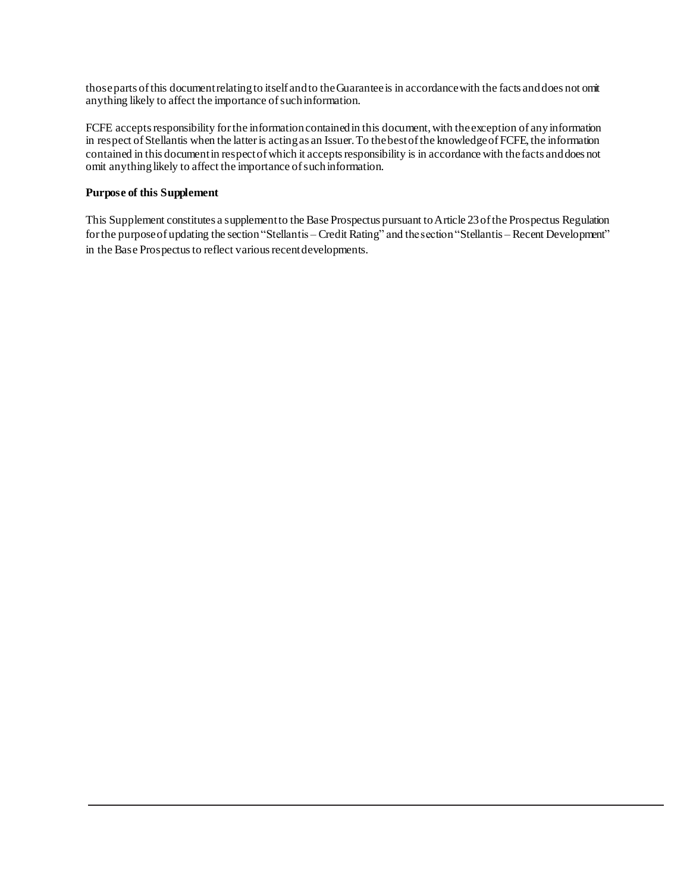those parts of this document relating to itself and to the Guarantee is in accordance with the facts and does not omit anything likely to affect the importance of such information.

FCFE accepts responsibility for the information contained in this document, with the exception of any information in respect of Stellantis when the latter is acting as an Issuer. To the best of the knowledge of FCFE, the information contained in this document in respect of which it accepts responsibility is in accordance with the facts and does not omit anything likely to affect the importance of such information.

**Purpose of this Supplement**

This Supplement constitutes a supplement to the Base Prospectus pursuant to Article 23 of the Prospectus Regulation for the purpose of updating the section "Stellantis – Credit Rating" and the section "Stellantis – Recent Development" in the Base Prospectus to reflect various recent developments.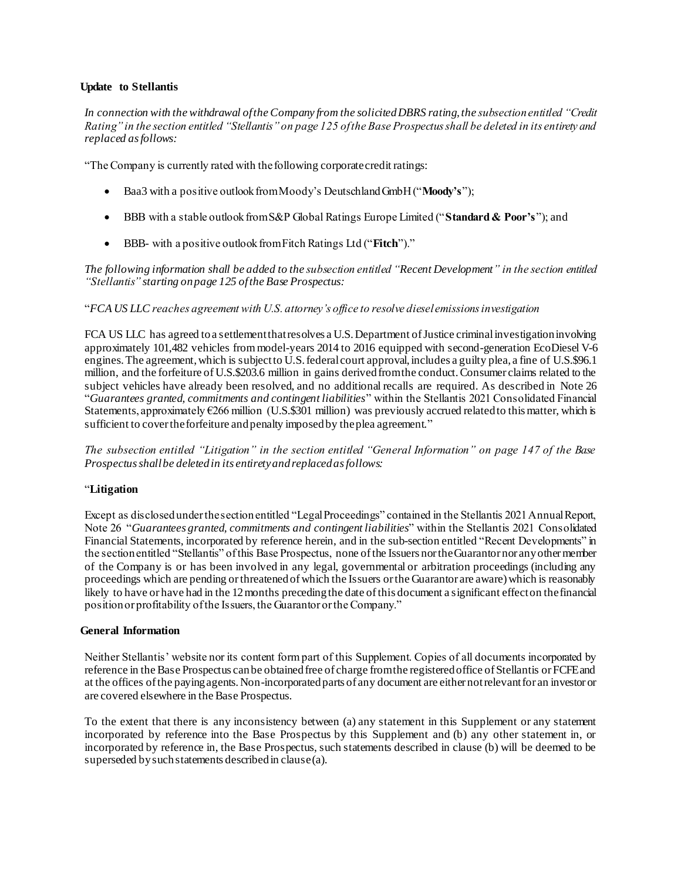**Update to Stellantis**

*In connection with the withdrawal of the Company from the solicited DBRS rating, the subsection entitled "Credit Rating" in the section entitled "Stellantis" on page 125 of the Base Prospectus shall be deleted in its entirety and replaced as follows:*

"The Company is currently rated with the following corporate credit ratings:

- Baa3 with a positive outlook from Moody's Deutschland GmbH ("**Moody's**");
- BBB with a stable outlook from S&P Global Ratings Europe Limited ("**Standard & Poor's**"); and
- BBB- with a positive outlook from Fitch Ratings Ltd ("**Fitch**")."

*The following information shall be added to the subsection entitled "Recent Development" in the section entitled "Stellantis" starting on page 125 of the Base Prospectus:*

"*FCA US LLC reaches agreement with U.S. attorney's office to resolve diesel emissions investigation*

FCA US LLC has agreed to a settlement that resolves a U.S. Department of Justice criminal investigation involving approximately 101,482 vehicles from model-years 2014 to 2016 equipped with second-generation EcoDiesel V-6 engines. The agreement, which is subject to U.S. federal court approval, includes a guilty plea, a fine of U.S.$96.1 million, and the forfeiture of U.S.$203.6 million in gains derived from the conduct. Consumer claims related to the subject vehicles have already been resolved, and no additional recalls are required. As described in Note 26 "*Guarantees granted, commitments and contingent liabilities*" within the Stellantis 2021 Consolidated Financial Statements, approximately €266 million (U.S.$301 million) was previously accrued related to this matter, which is sufficient to cover the forfeiture and penalty imposed by the plea agreement."

*The subsection entitled "Litigation" in the section entitled "General Information" on page 147 of the Base Prospectus shall be deleted in its entirety and replaced as follows:*

"**Litigation**

Except as disclosed under the section entitled "Legal Proceedings" contained in the Stellantis 2021 Annual Report, Note 26 "*Guarantees granted, commitments and contingent liabilities*" within the Stellantis 2021 Consolidated Financial Statements, incorporated by reference herein, and in the sub-section entitled "Recent Developments" in the section entitled "Stellantis" of this Base Prospectus, none of the Issuers nor the Guarantor nor any other member of the Company is or has been involved in any legal, governmental or arbitration proceedings (including any proceedings which are pending or threatened of which the Issuers or the Guarantor are aware) which is reasonably likely to have or have had in the 12 months preceding the date of this document a significant effect on the financial position or profitability of the Issuers, the Guarantor or the Company."

**General Information**

Neither Stellantis' website nor its content form part of this Supplement. Copies of all documents incorporated by reference in the Base Prospectus can be obtained free of charge from the registered office of Stellantis or FCFE and at the offices of the paying agents. Non-incorporated parts of any document are either not relevant for an investor or are covered elsewhere in the Base Prospectus.

To the extent that there is any inconsistency between (a) any statement in this Supplement or any statement incorporated by reference into the Base Prospectus by this Supplement and (b) any other statement in, or incorporated by reference in, the Base Prospectus, such statements described in clause (b) will be deemed to be superseded by such statements described in clause (a).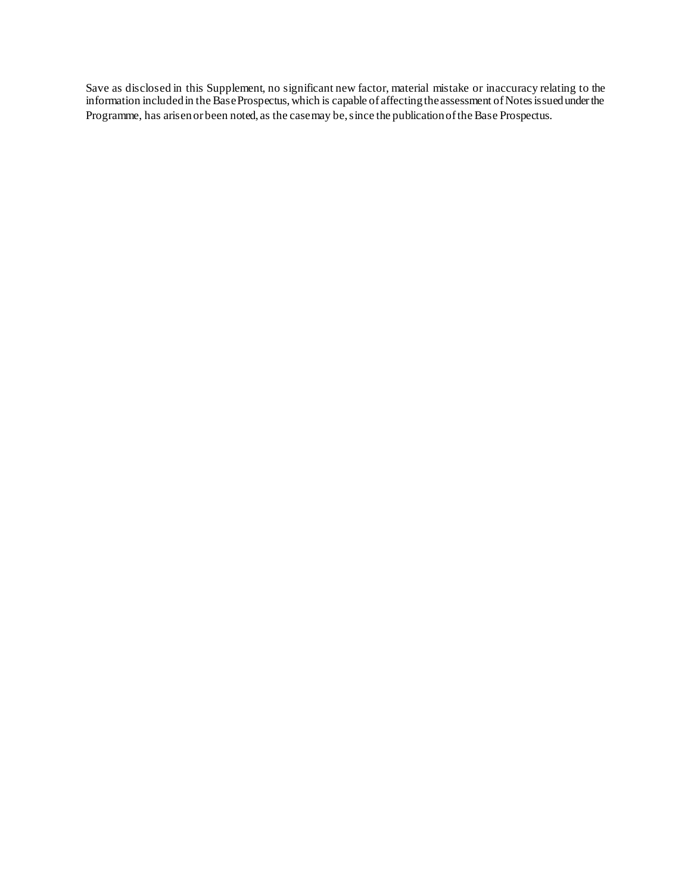Save as disclosed in this Supplement, no significant new factor, material mistake or inaccuracy relating to the information included in the Base Prospectus, which is capable of affecting the assessment of Notes issued under the Programme, has arisen or been noted, as the case may be, since the publication of the Base Prospectus.